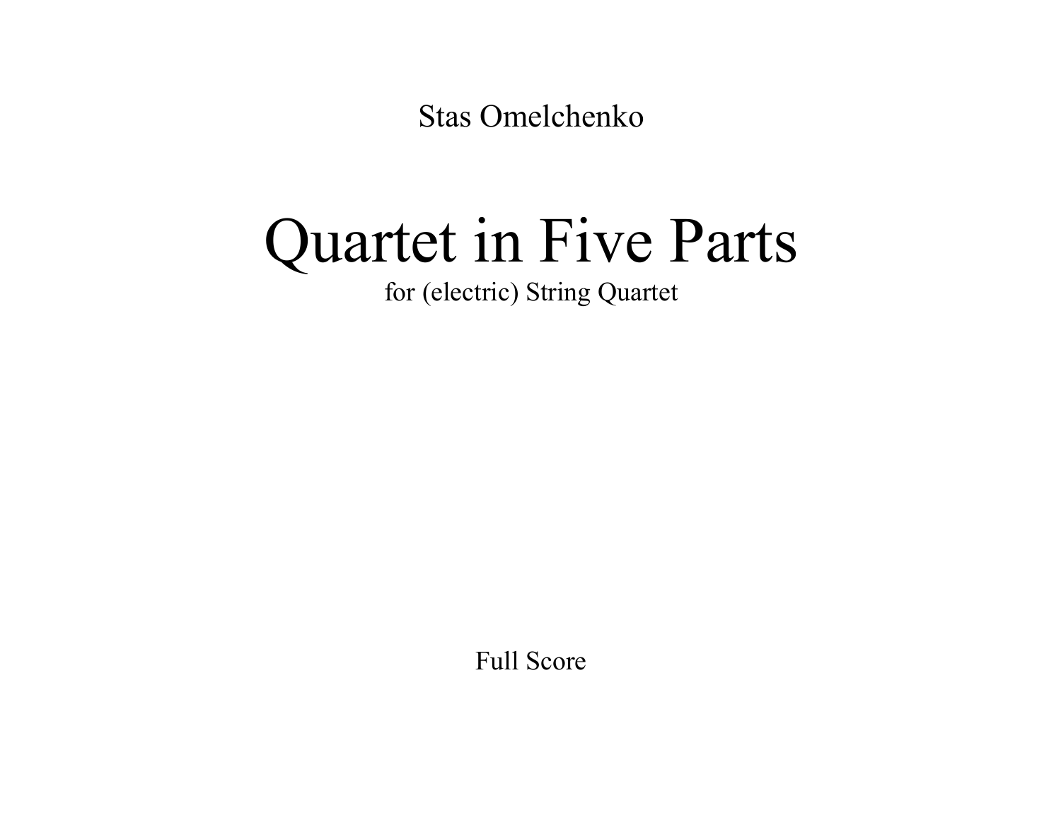Stas Omelchenko

# Quartet in Five Parts

for (electric) String Quartet

Full Score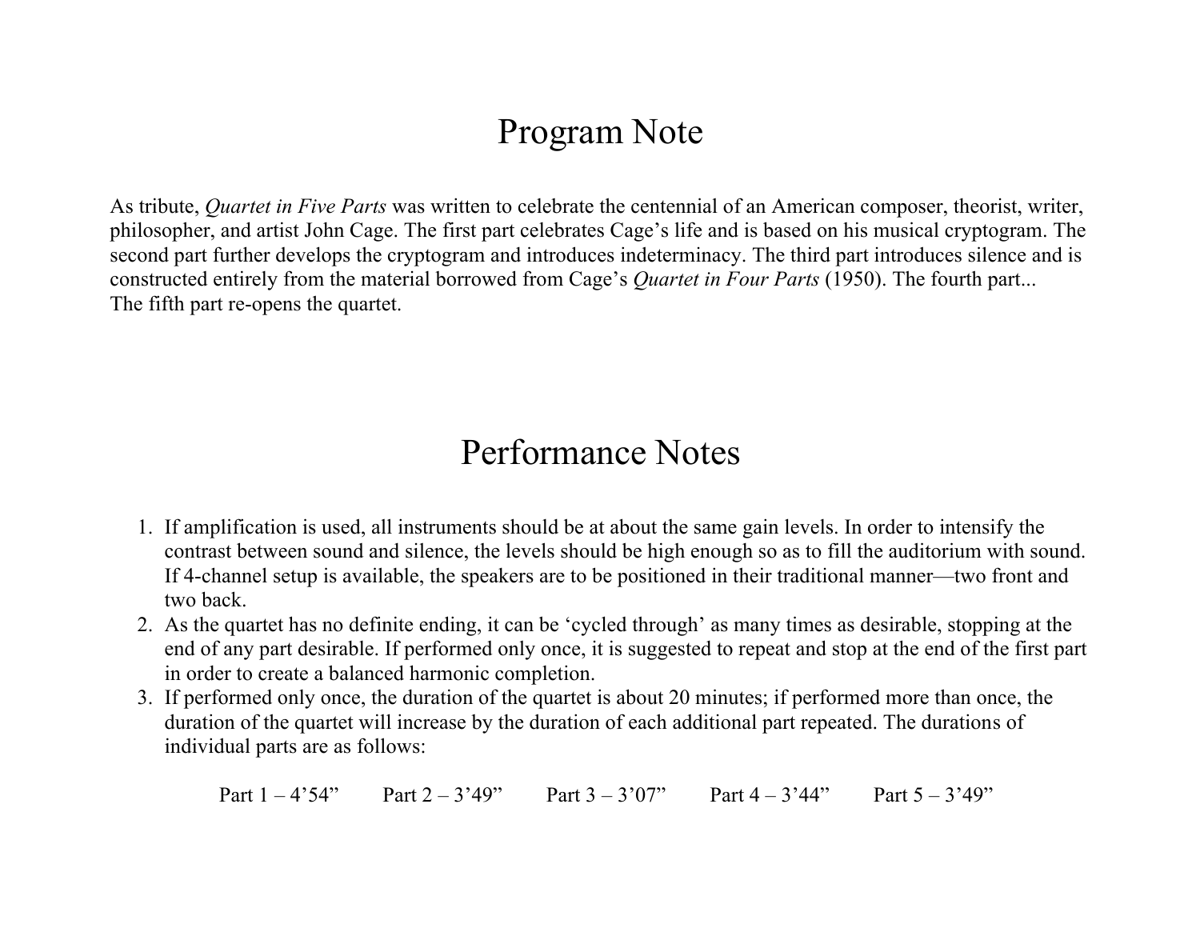# Program Note

As tribute, *Quartet in Five Parts* was written to celebrate the centennial of an American composer, theorist, writer, philosopher, and artist John Cage. The first part celebrates Cage's life and is based on his musical cryptogram. The second part further develops the cryptogram and introduces indeterminacy. The third part introduces silence and is constructed entirely from the material borrowed from Cage's *Quartet in Four Parts* (1950). The fourth part...
The fifth part re-opens the quartet.

# Performance Notes

1. If amplification is used, all instruments should be at about the same gain levels. In order to intensify the contrast between sound and silence, the levels should be high enough so as to fill the auditorium with sound. If 4-channel setup is available, the speakers are to be positioned in their traditional manner—two front and two back.
2. As the quartet has no definite ending, it can be 'cycled through' as many times as desirable, stopping at the end of any part desirable. If performed only once, it is suggested to repeat and stop at the end of the first part in order to create a balanced harmonic completion.
3. If performed only once, the duration of the quartet is about 20 minutes; if performed more than once, the duration of the quartet will increase by the duration of each additional part repeated. The durations of individual parts are as follows:

   Part 1 – 4'54"    Part 2 – 3'49"    Part 3 – 3'07"    Part 4 – 3'44"    Part 5 – 3'49"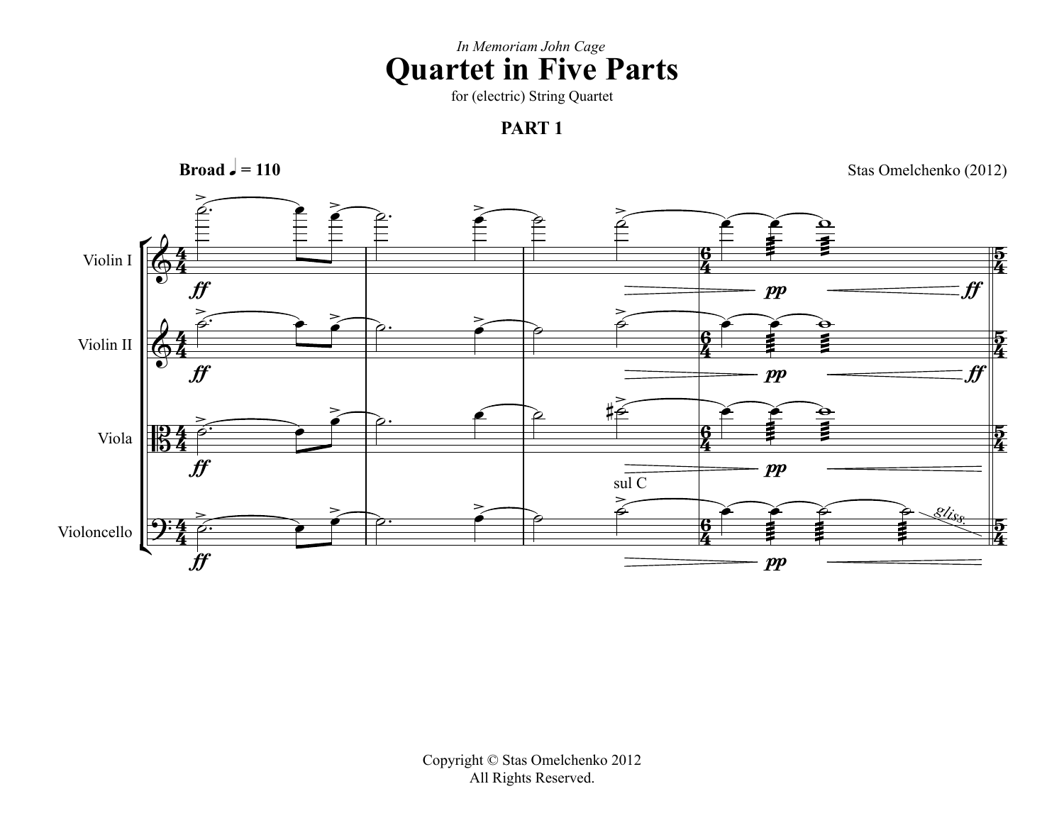*In Memoriam John Cage*

# Quartet in Five Parts

for (electric) String Quartet

## PART 1

**Broad** ♩ = 110

Stas Omelchenko (2012)

Copyright © Stas Omelchenko 2012
All Rights Reserved.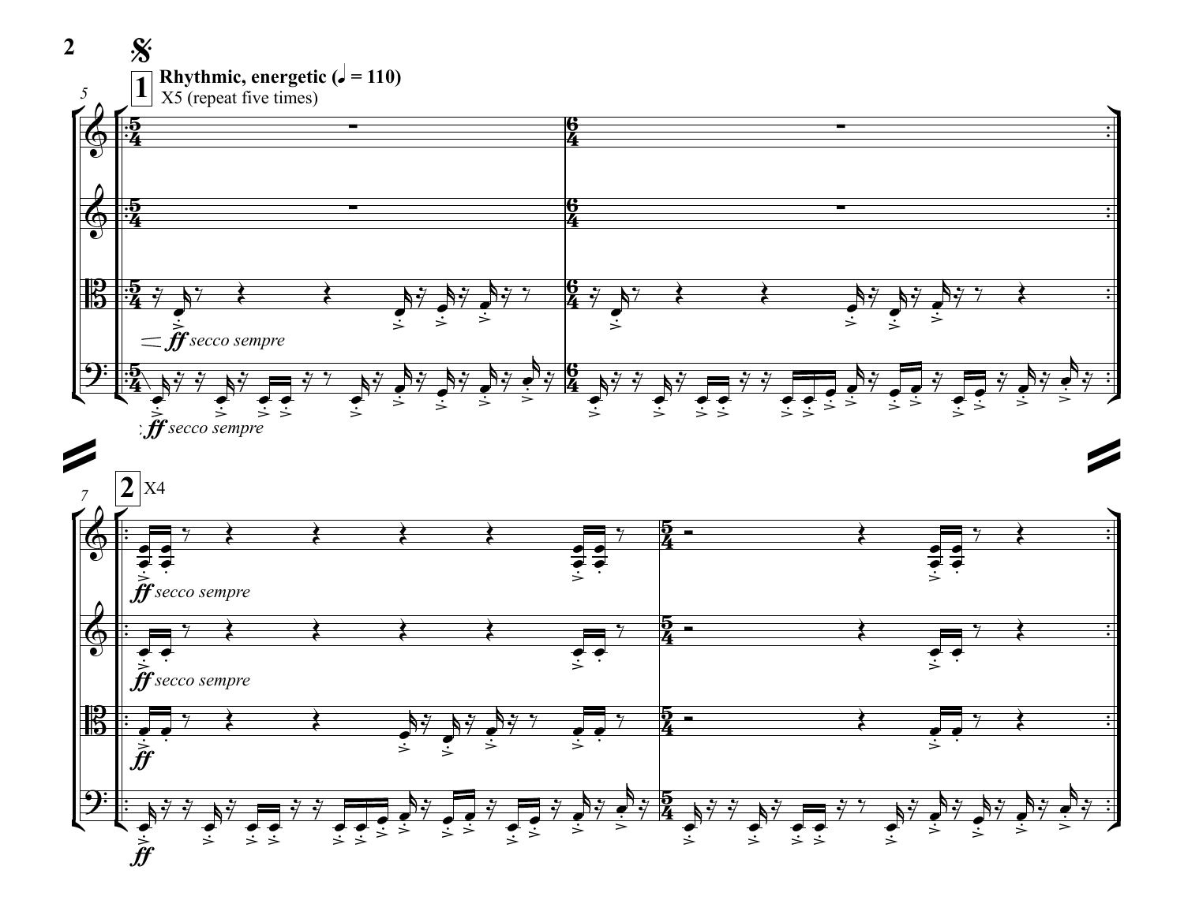Rhythmic, energetic (♩ = 110)

X5 (repeat five times)

*ff secco sempre*

*ff secco sempre*

X4

*ff secco sempre*

*ff secco sempre*

*ff*

*ff*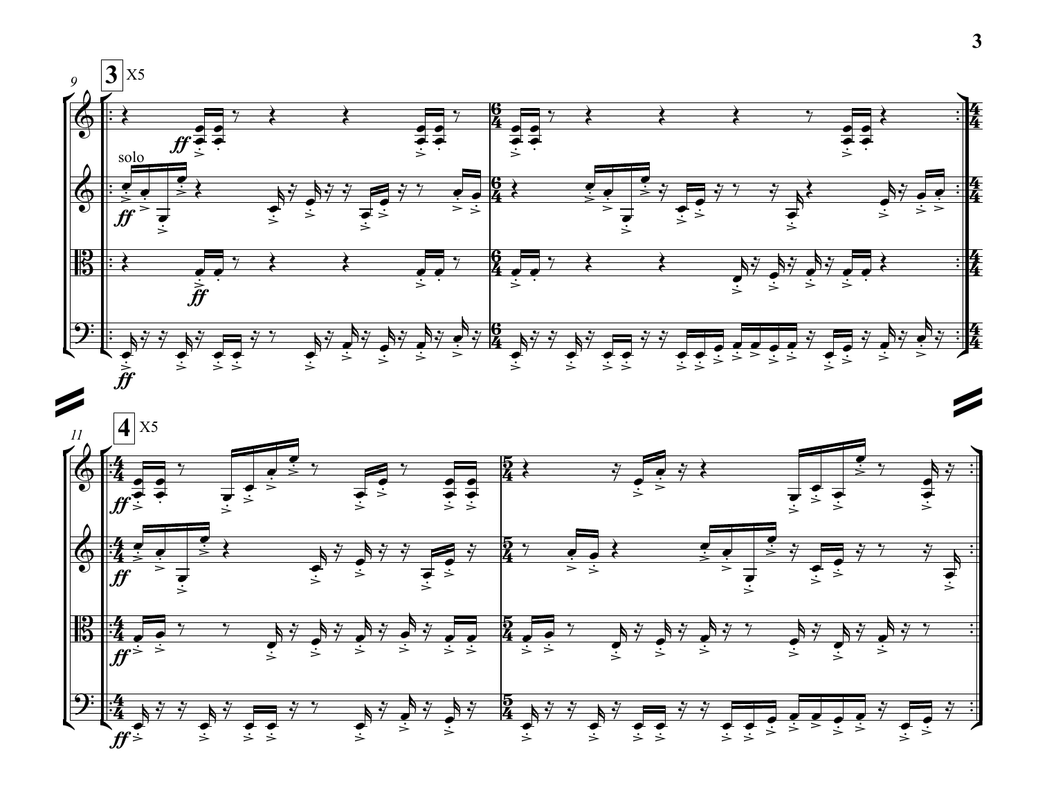**3** X5

solo

**4** X5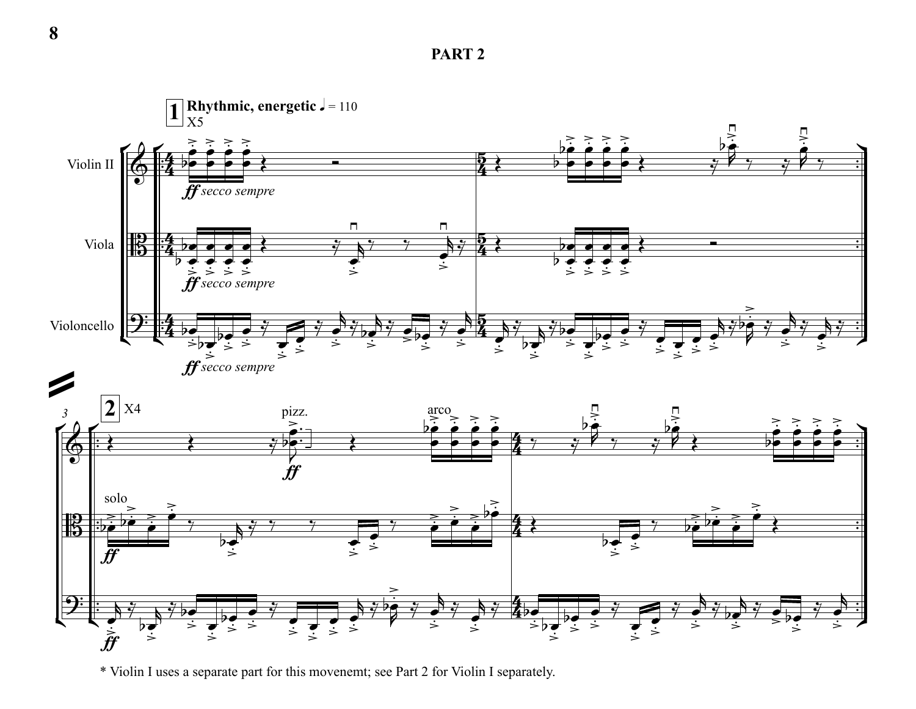## PART 2

* Violin I uses a separate part for this movenemt; see Part 2 for Violin I separately.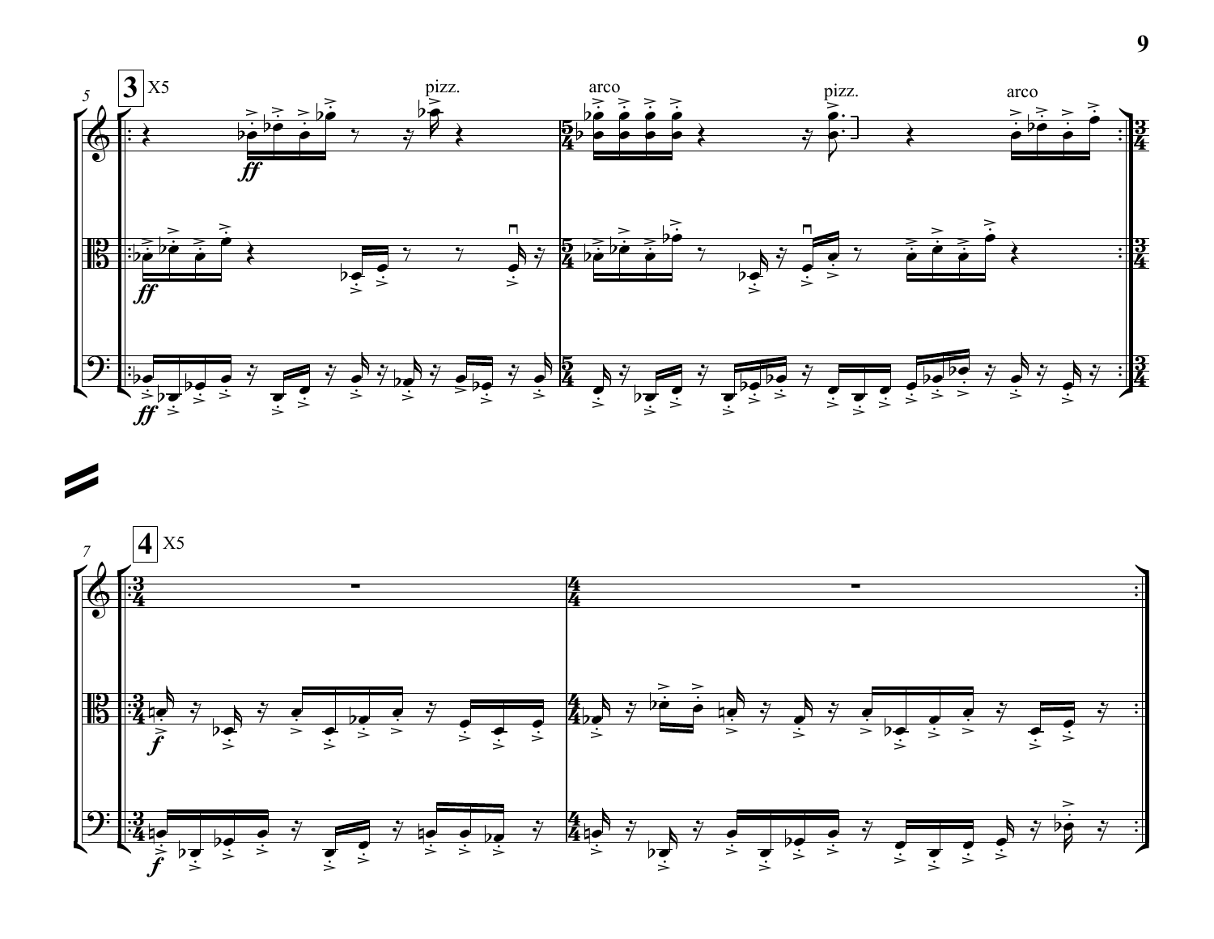3 X5

pizz.

arco

pizz.

arco

4 X5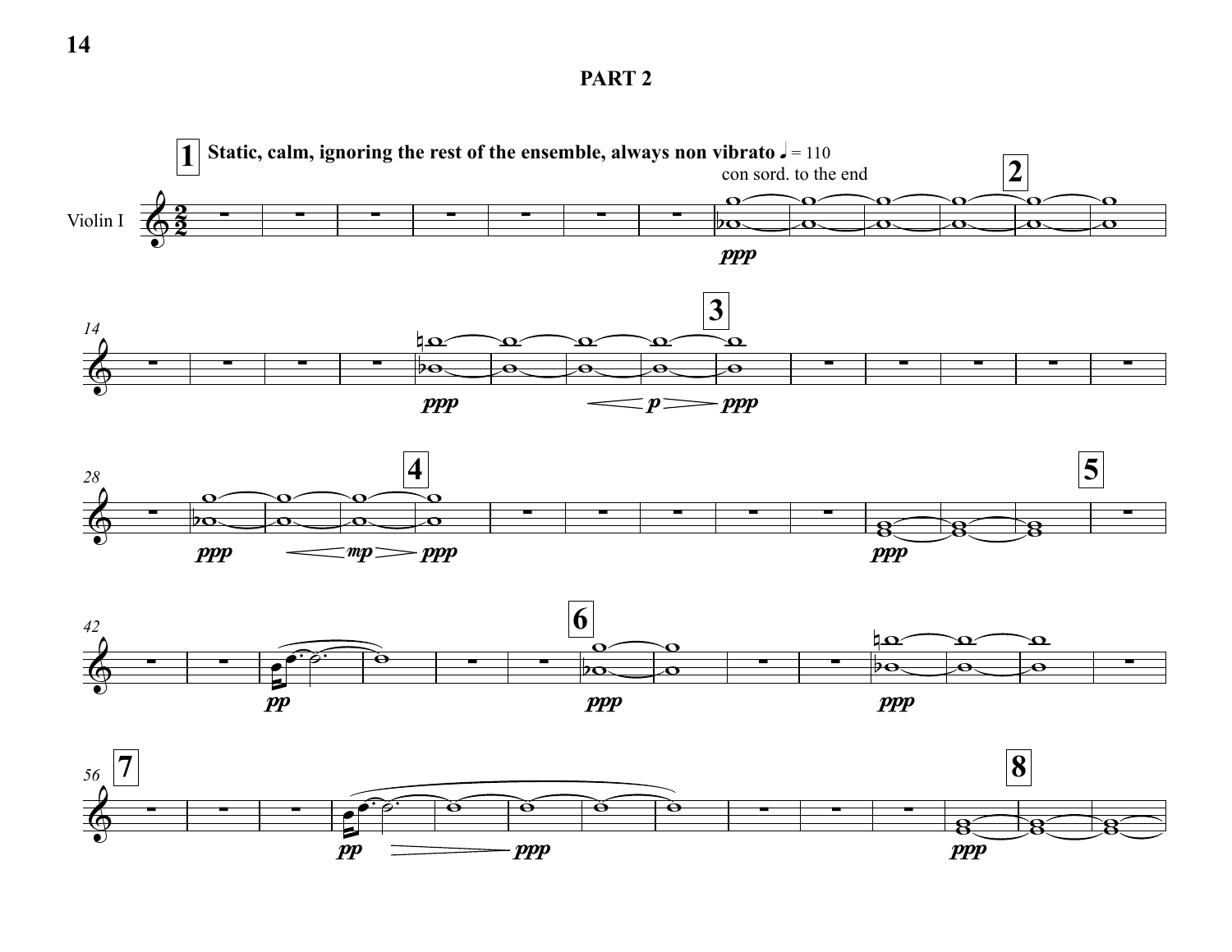## PART 2

**Static, calm, ignoring the rest of the ensemble, always non vibrato** ♩ = 110

con sord. to the end

Violin I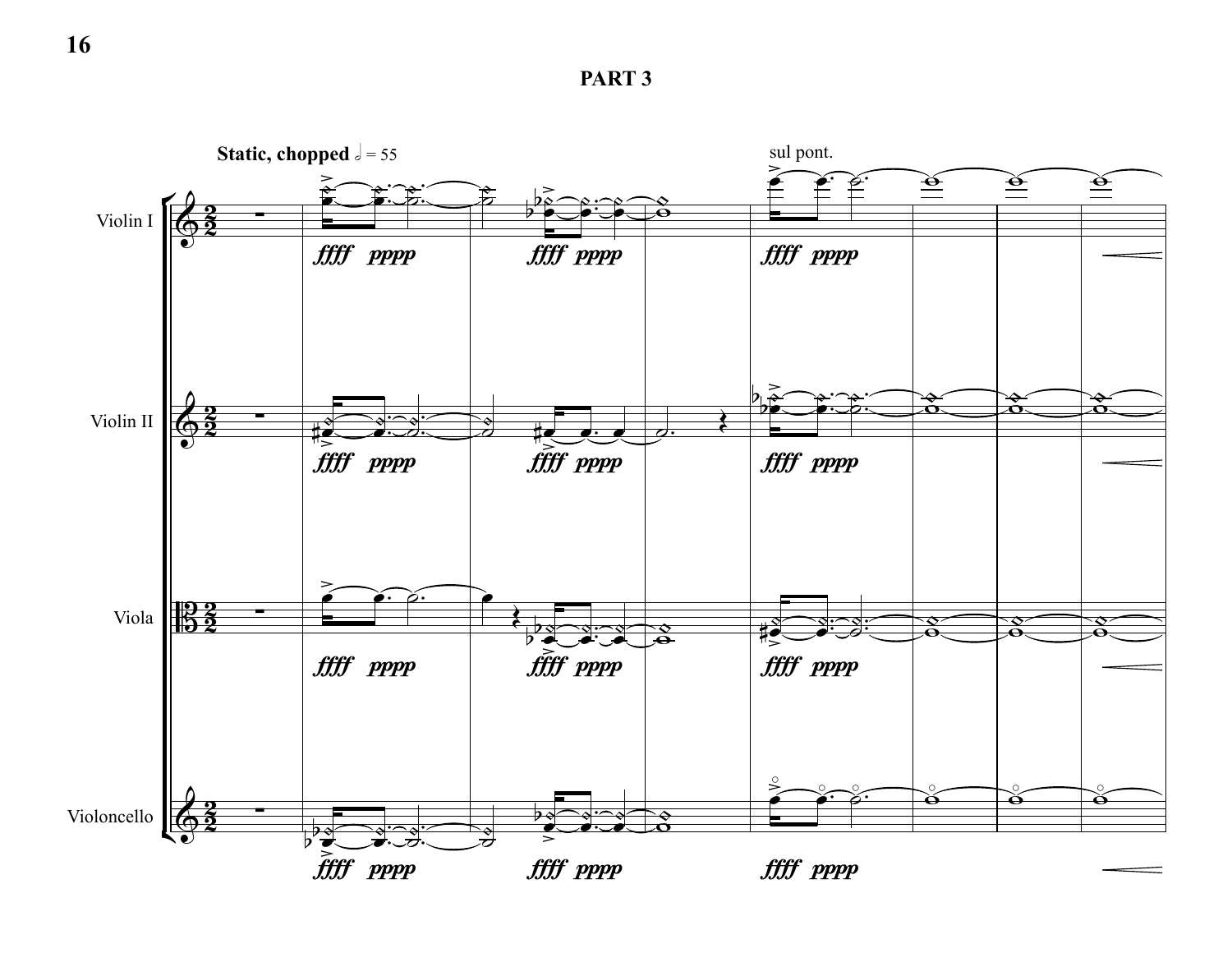## PART 3

**Static, chopped** 𝅗𝅥 = 55

sul pont.

Violin I

Violin II

Viola

Violoncello

*ffff pppp*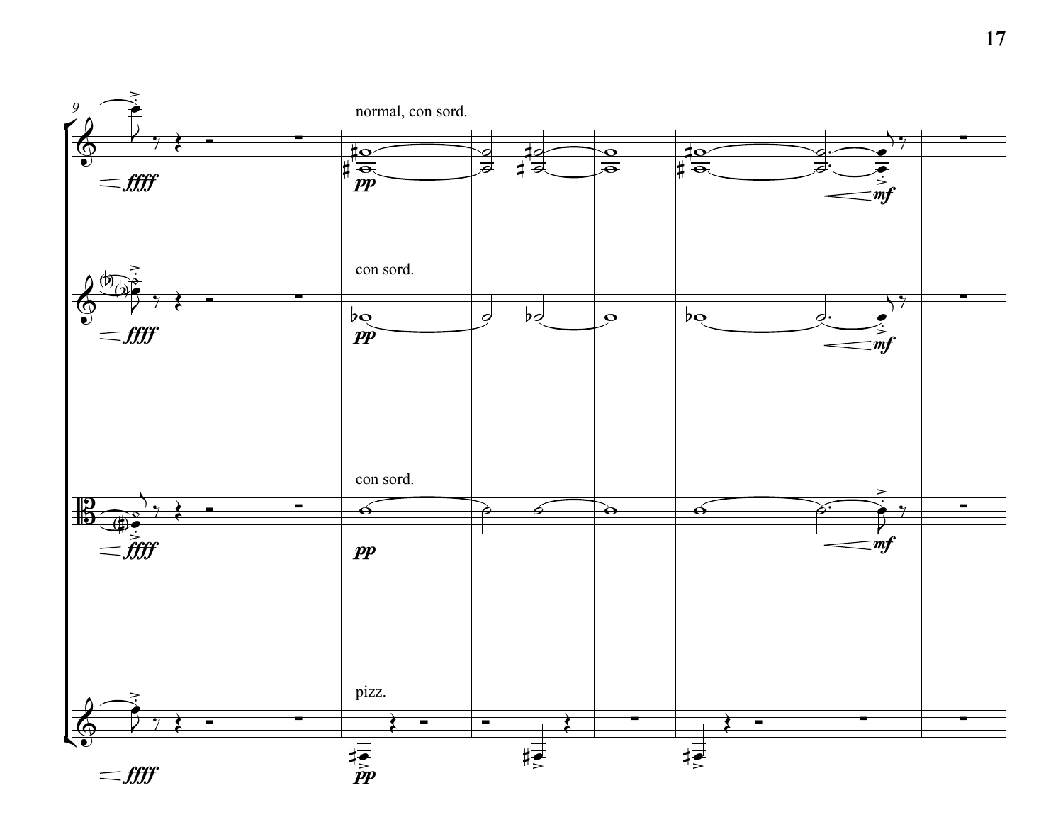normal, con sord.

con sord.

con sord.

pizz.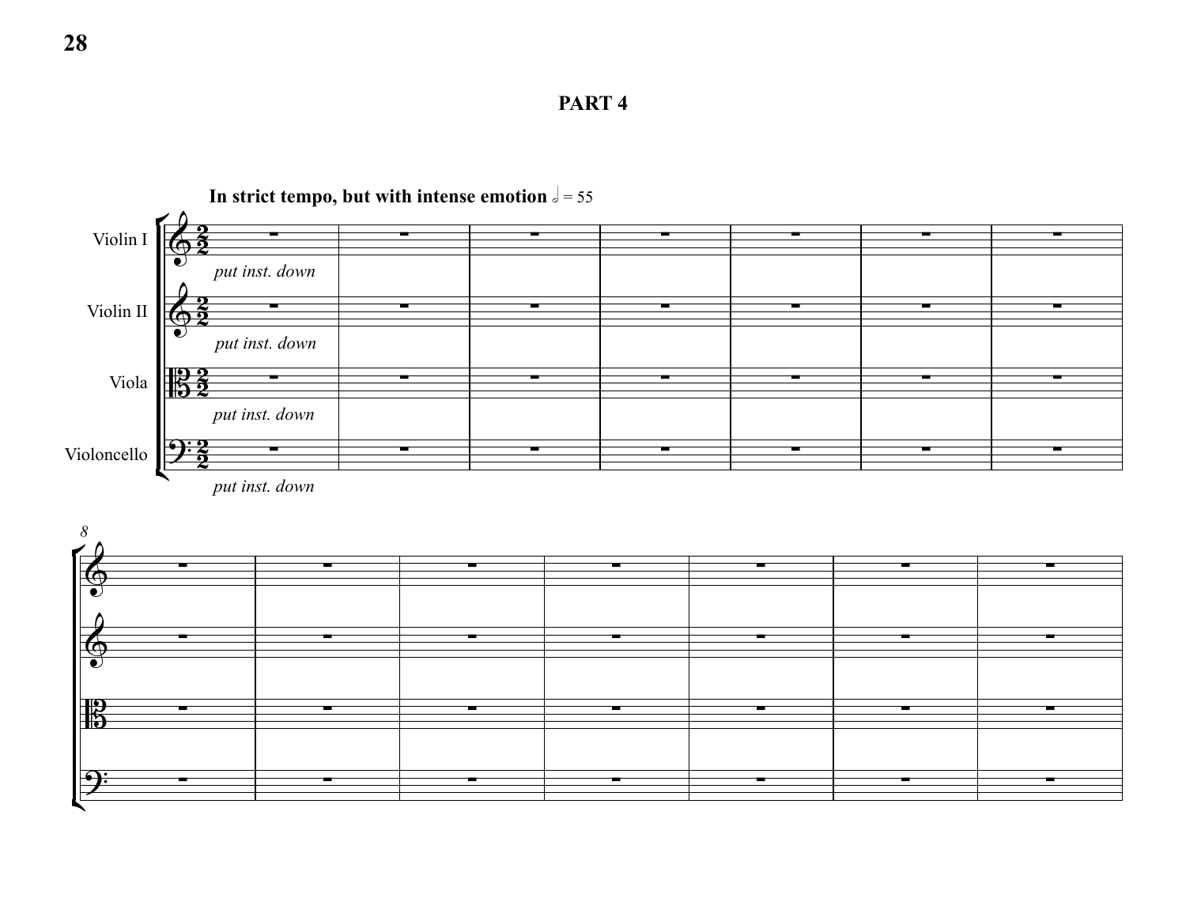# PART 4

**In strict tempo, but with intense emotion** 𝅗𝅥 = 55

Violin I — *put inst. down*

Violin II — *put inst. down*

Viola — *put inst. down*

Violoncello — *put inst. down*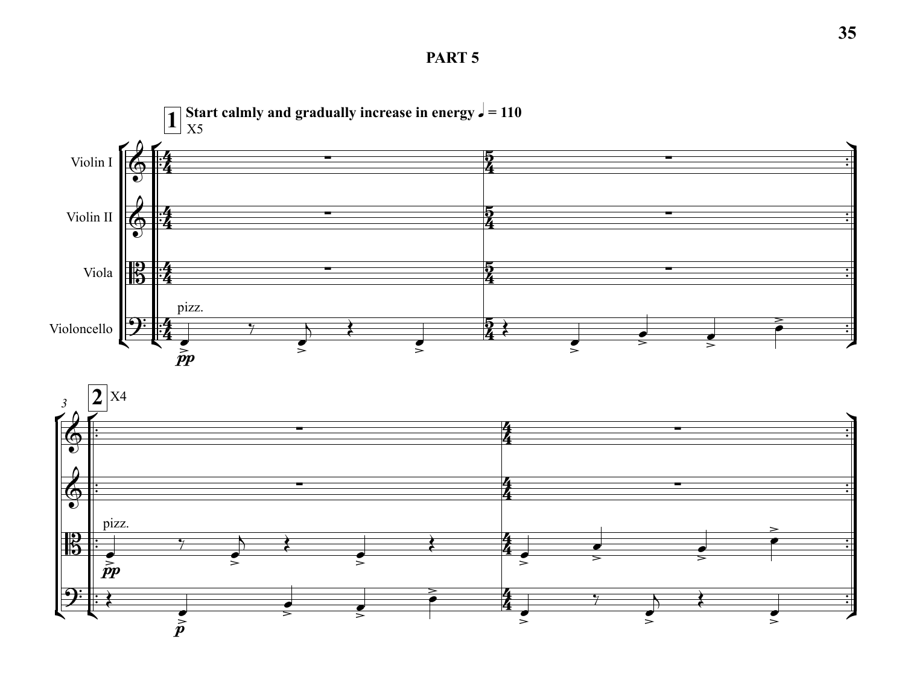# PART 5

**1** **Start calmly and gradually increase in energy** ♩ = 110

X5

Violin I

Violin II

Viola

Violoncello

pizz.

*pp*

**2** X4

pizz.

*pp*

*p*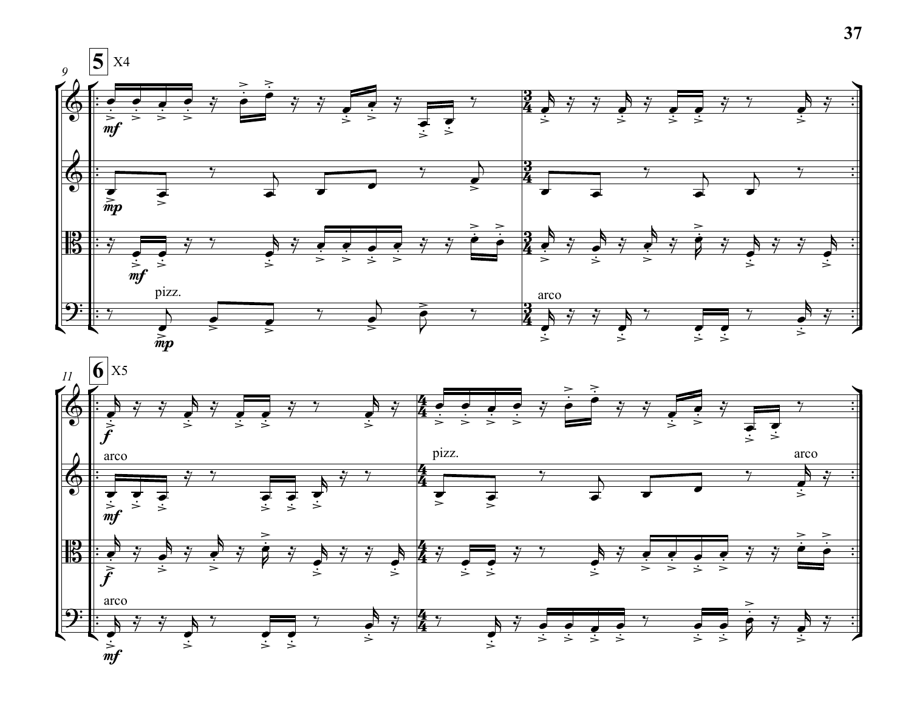5 X4

pizz.

arco

6 X5

arco

pizz.

arco

arco